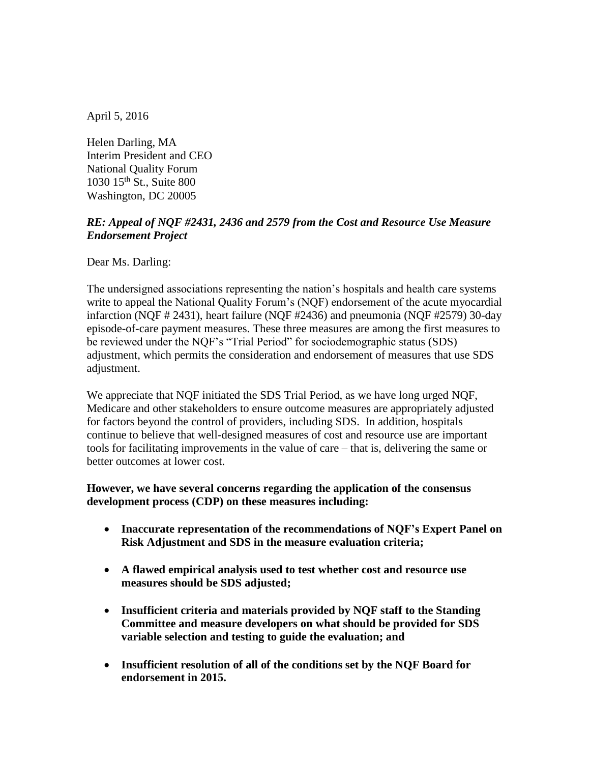April 5, 2016

Helen Darling, MA
Interim President and CEO
National Quality Forum
1030 15th St., Suite 800
Washington, DC 20005

***RE: Appeal of NQF #2431, 2436 and 2579 from the Cost and Resource Use Measure Endorsement Project***

Dear Ms. Darling:

The undersigned associations representing the nation's hospitals and health care systems write to appeal the National Quality Forum's (NQF) endorsement of the acute myocardial infarction (NQF # 2431), heart failure (NQF #2436) and pneumonia (NQF #2579) 30-day episode-of-care payment measures. These three measures are among the first measures to be reviewed under the NQF's "Trial Period" for sociodemographic status (SDS) adjustment, which permits the consideration and endorsement of measures that use SDS adjustment.

We appreciate that NQF initiated the SDS Trial Period, as we have long urged NQF, Medicare and other stakeholders to ensure outcome measures are appropriately adjusted for factors beyond the control of providers, including SDS. In addition, hospitals continue to believe that well-designed measures of cost and resource use are important tools for facilitating improvements in the value of care – that is, delivering the same or better outcomes at lower cost.

**However, we have several concerns regarding the application of the consensus development process (CDP) on these measures including:**

- **Inaccurate representation of the recommendations of NQF's Expert Panel on Risk Adjustment and SDS in the measure evaluation criteria;**
- **A flawed empirical analysis used to test whether cost and resource use measures should be SDS adjusted;**
- **Insufficient criteria and materials provided by NQF staff to the Standing Committee and measure developers on what should be provided for SDS variable selection and testing to guide the evaluation; and**
- **Insufficient resolution of all of the conditions set by the NQF Board for endorsement in 2015.**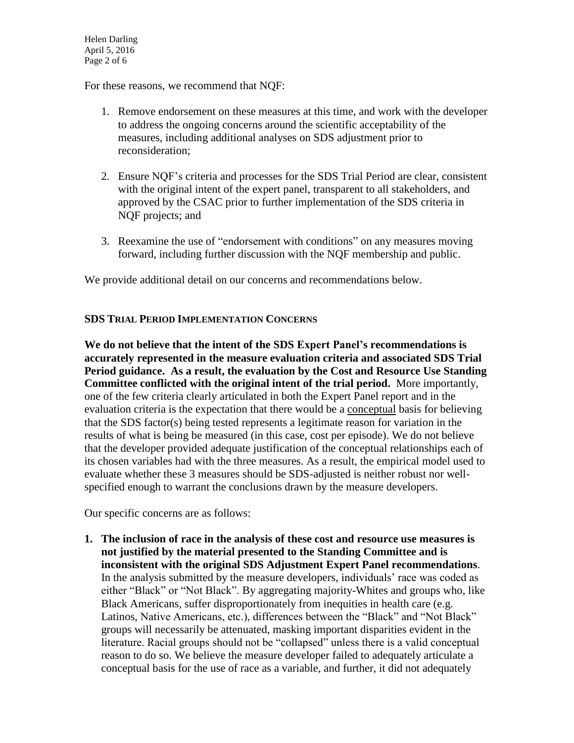For these reasons, we recommend that NQF:

1. Remove endorsement on these measures at this time, and work with the developer to address the ongoing concerns around the scientific acceptability of the measures, including additional analyses on SDS adjustment prior to reconsideration;

2. Ensure NQF's criteria and processes for the SDS Trial Period are clear, consistent with the original intent of the expert panel, transparent to all stakeholders, and approved by the CSAC prior to further implementation of the SDS criteria in NQF projects; and

3. Reexamine the use of "endorsement with conditions" on any measures moving forward, including further discussion with the NQF membership and public.

We provide additional detail on our concerns and recommendations below.

## SDS TRIAL PERIOD IMPLEMENTATION CONCERNS

**We do not believe that the intent of the SDS Expert Panel's recommendations is accurately represented in the measure evaluation criteria and associated SDS Trial Period guidance. As a result, the evaluation by the Cost and Resource Use Standing Committee conflicted with the original intent of the trial period.** More importantly, one of the few criteria clearly articulated in both the Expert Panel report and in the evaluation criteria is the expectation that there would be a conceptual basis for believing that the SDS factor(s) being tested represents a legitimate reason for variation in the results of what is being be measured (in this case, cost per episode). We do not believe that the developer provided adequate justification of the conceptual relationships each of its chosen variables had with the three measures. As a result, the empirical model used to evaluate whether these 3 measures should be SDS-adjusted is neither robust nor well-specified enough to warrant the conclusions drawn by the measure developers.

Our specific concerns are as follows:

1. **The inclusion of race in the analysis of these cost and resource use measures is not justified by the material presented to the Standing Committee and is inconsistent with the original SDS Adjustment Expert Panel recommendations**. In the analysis submitted by the measure developers, individuals' race was coded as either "Black" or "Not Black". By aggregating majority-Whites and groups who, like Black Americans, suffer disproportionately from inequities in health care (e.g. Latinos, Native Americans, etc.), differences between the "Black" and "Not Black" groups will necessarily be attenuated, masking important disparities evident in the literature. Racial groups should not be "collapsed" unless there is a valid conceptual reason to do so. We believe the measure developer failed to adequately articulate a conceptual basis for the use of race as a variable, and further, it did not adequately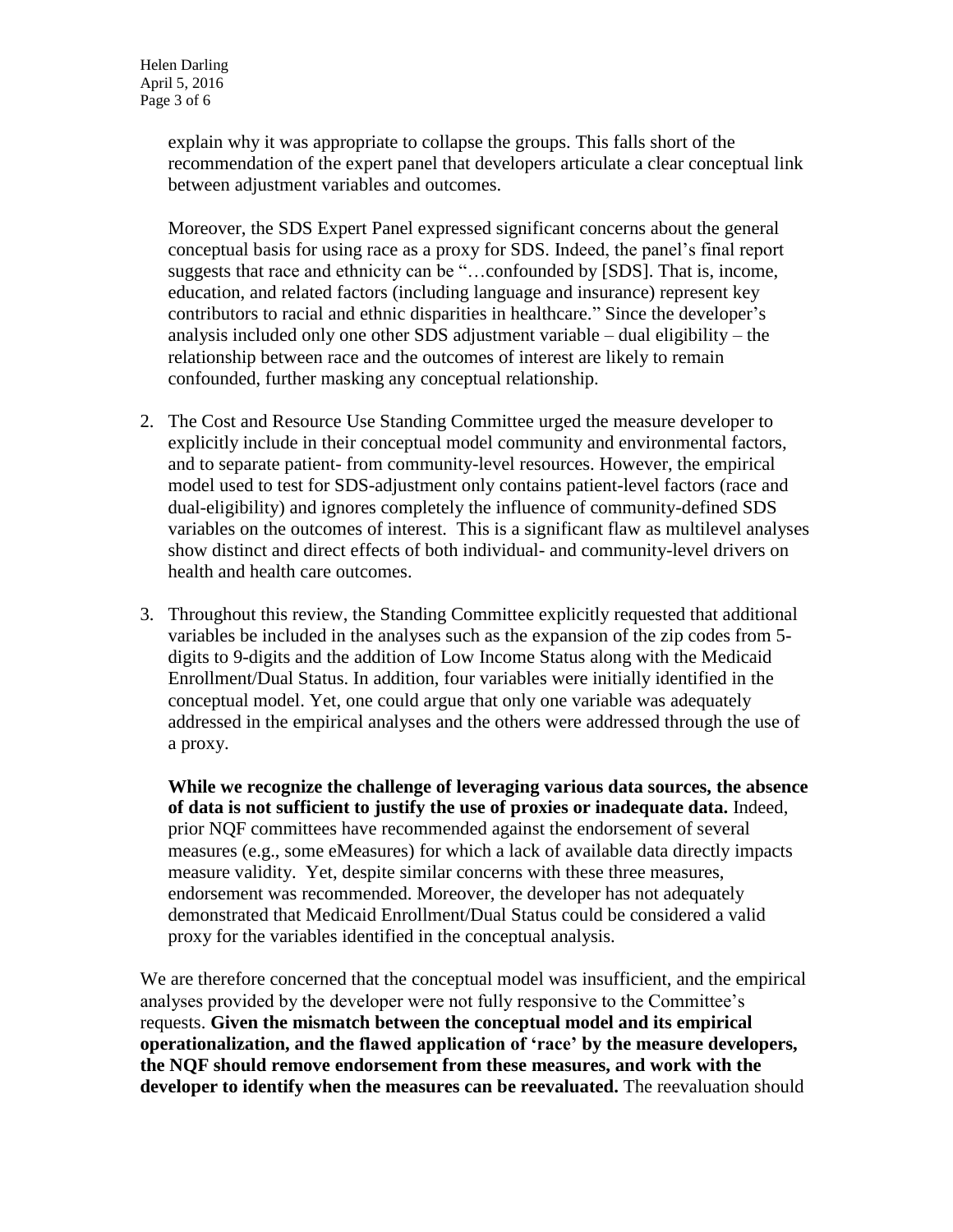explain why it was appropriate to collapse the groups. This falls short of the recommendation of the expert panel that developers articulate a clear conceptual link between adjustment variables and outcomes.

Moreover, the SDS Expert Panel expressed significant concerns about the general conceptual basis for using race as a proxy for SDS. Indeed, the panel's final report suggests that race and ethnicity can be "…confounded by [SDS]. That is, income, education, and related factors (including language and insurance) represent key contributors to racial and ethnic disparities in healthcare." Since the developer's analysis included only one other SDS adjustment variable – dual eligibility – the relationship between race and the outcomes of interest are likely to remain confounded, further masking any conceptual relationship.

2. The Cost and Resource Use Standing Committee urged the measure developer to explicitly include in their conceptual model community and environmental factors, and to separate patient- from community-level resources. However, the empirical model used to test for SDS-adjustment only contains patient-level factors (race and dual-eligibility) and ignores completely the influence of community-defined SDS variables on the outcomes of interest. This is a significant flaw as multilevel analyses show distinct and direct effects of both individual- and community-level drivers on health and health care outcomes.

3. Throughout this review, the Standing Committee explicitly requested that additional variables be included in the analyses such as the expansion of the zip codes from 5-digits to 9-digits and the addition of Low Income Status along with the Medicaid Enrollment/Dual Status. In addition, four variables were initially identified in the conceptual model. Yet, one could argue that only one variable was adequately addressed in the empirical analyses and the others were addressed through the use of a proxy.

   **While we recognize the challenge of leveraging various data sources, the absence of data is not sufficient to justify the use of proxies or inadequate data.** Indeed, prior NQF committees have recommended against the endorsement of several measures (e.g., some eMeasures) for which a lack of available data directly impacts measure validity. Yet, despite similar concerns with these three measures, endorsement was recommended. Moreover, the developer has not adequately demonstrated that Medicaid Enrollment/Dual Status could be considered a valid proxy for the variables identified in the conceptual analysis.

We are therefore concerned that the conceptual model was insufficient, and the empirical analyses provided by the developer were not fully responsive to the Committee's requests. **Given the mismatch between the conceptual model and its empirical operationalization, and the flawed application of 'race' by the measure developers, the NQF should remove endorsement from these measures, and work with the developer to identify when the measures can be reevaluated.** The reevaluation should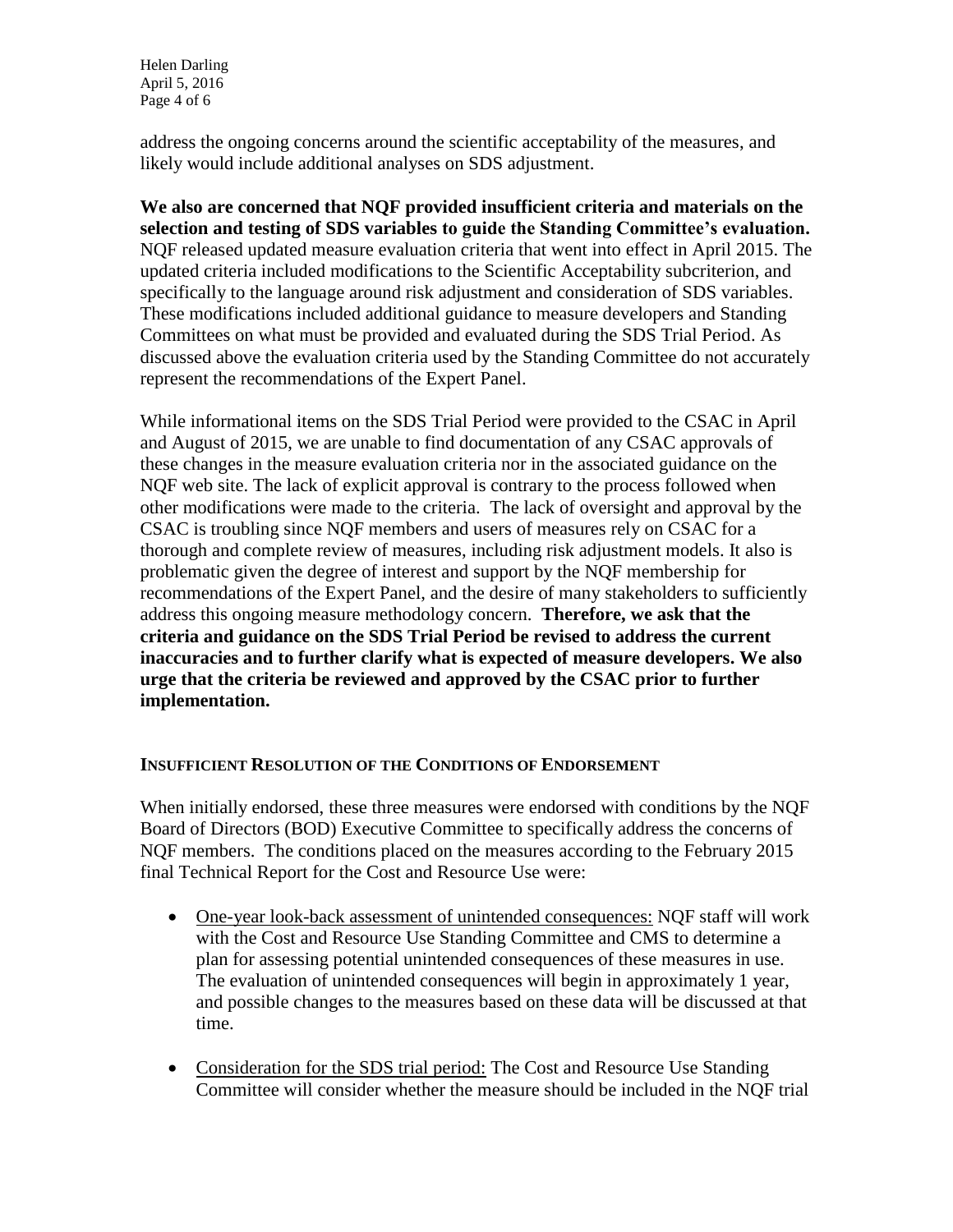address the ongoing concerns around the scientific acceptability of the measures, and likely would include additional analyses on SDS adjustment.

**We also are concerned that NQF provided insufficient criteria and materials on the selection and testing of SDS variables to guide the Standing Committee's evaluation.** NQF released updated measure evaluation criteria that went into effect in April 2015. The updated criteria included modifications to the Scientific Acceptability subcriterion, and specifically to the language around risk adjustment and consideration of SDS variables. These modifications included additional guidance to measure developers and Standing Committees on what must be provided and evaluated during the SDS Trial Period. As discussed above the evaluation criteria used by the Standing Committee do not accurately represent the recommendations of the Expert Panel.

While informational items on the SDS Trial Period were provided to the CSAC in April and August of 2015, we are unable to find documentation of any CSAC approvals of these changes in the measure evaluation criteria nor in the associated guidance on the NQF web site. The lack of explicit approval is contrary to the process followed when other modifications were made to the criteria. The lack of oversight and approval by the CSAC is troubling since NQF members and users of measures rely on CSAC for a thorough and complete review of measures, including risk adjustment models. It also is problematic given the degree of interest and support by the NQF membership for recommendations of the Expert Panel, and the desire of many stakeholders to sufficiently address this ongoing measure methodology concern. **Therefore, we ask that the criteria and guidance on the SDS Trial Period be revised to address the current inaccuracies and to further clarify what is expected of measure developers. We also urge that the criteria be reviewed and approved by the CSAC prior to further implementation.**

## INSUFFICIENT RESOLUTION OF THE CONDITIONS OF ENDORSEMENT

When initially endorsed, these three measures were endorsed with conditions by the NQF Board of Directors (BOD) Executive Committee to specifically address the concerns of NQF members. The conditions placed on the measures according to the February 2015 final Technical Report for the Cost and Resource Use were:

- One-year look-back assessment of unintended consequences: NQF staff will work with the Cost and Resource Use Standing Committee and CMS to determine a plan for assessing potential unintended consequences of these measures in use. The evaluation of unintended consequences will begin in approximately 1 year, and possible changes to the measures based on these data will be discussed at that time.
- Consideration for the SDS trial period: The Cost and Resource Use Standing Committee will consider whether the measure should be included in the NQF trial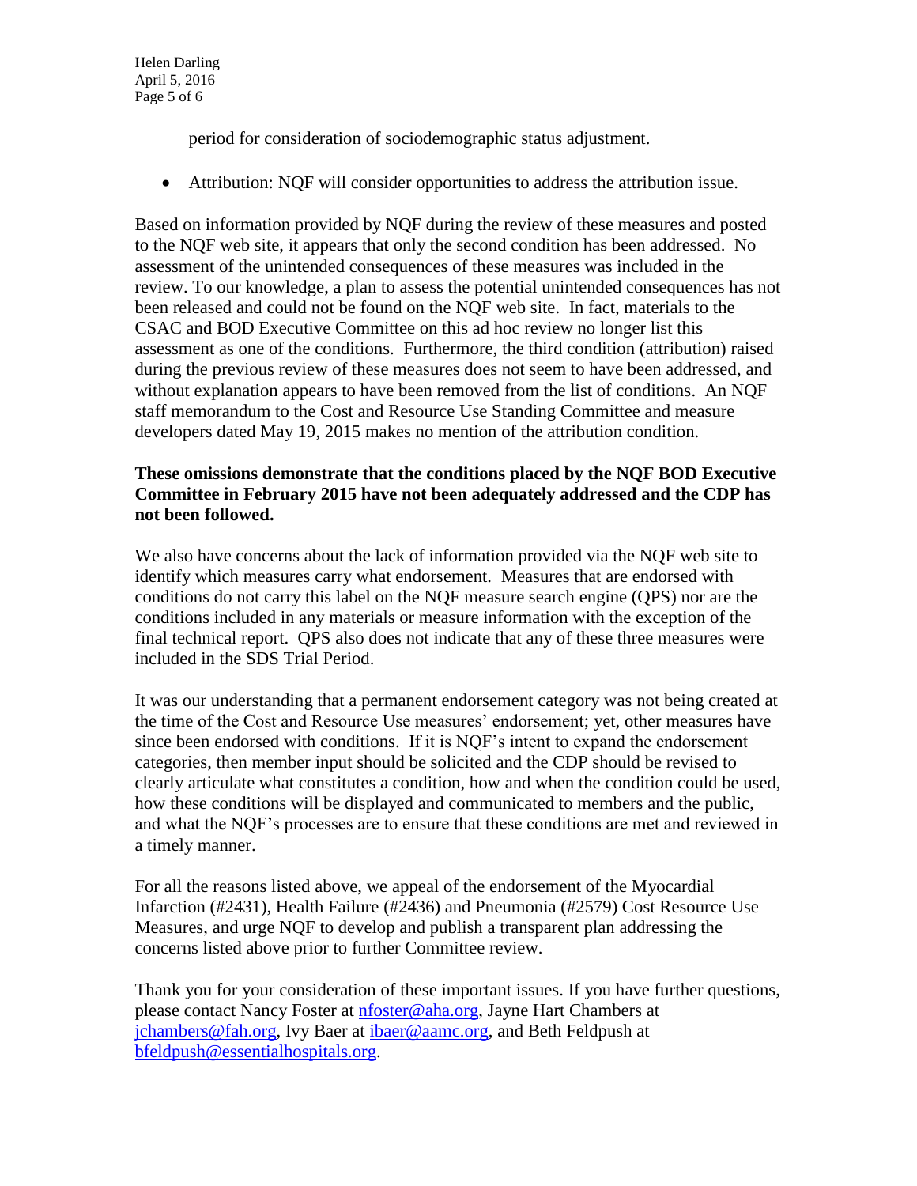period for consideration of sociodemographic status adjustment.

- Attribution: NQF will consider opportunities to address the attribution issue.

Based on information provided by NQF during the review of these measures and posted to the NQF web site, it appears that only the second condition has been addressed. No assessment of the unintended consequences of these measures was included in the review. To our knowledge, a plan to assess the potential unintended consequences has not been released and could not be found on the NQF web site. In fact, materials to the CSAC and BOD Executive Committee on this ad hoc review no longer list this assessment as one of the conditions. Furthermore, the third condition (attribution) raised during the previous review of these measures does not seem to have been addressed, and without explanation appears to have been removed from the list of conditions. An NQF staff memorandum to the Cost and Resource Use Standing Committee and measure developers dated May 19, 2015 makes no mention of the attribution condition.

**These omissions demonstrate that the conditions placed by the NQF BOD Executive Committee in February 2015 have not been adequately addressed and the CDP has not been followed.**

We also have concerns about the lack of information provided via the NQF web site to identify which measures carry what endorsement. Measures that are endorsed with conditions do not carry this label on the NQF measure search engine (QPS) nor are the conditions included in any materials or measure information with the exception of the final technical report. QPS also does not indicate that any of these three measures were included in the SDS Trial Period.

It was our understanding that a permanent endorsement category was not being created at the time of the Cost and Resource Use measures' endorsement; yet, other measures have since been endorsed with conditions. If it is NQF's intent to expand the endorsement categories, then member input should be solicited and the CDP should be revised to clearly articulate what constitutes a condition, how and when the condition could be used, how these conditions will be displayed and communicated to members and the public, and what the NQF's processes are to ensure that these conditions are met and reviewed in a timely manner.

For all the reasons listed above, we appeal of the endorsement of the Myocardial Infarction (#2431), Health Failure (#2436) and Pneumonia (#2579) Cost Resource Use Measures, and urge NQF to develop and publish a transparent plan addressing the concerns listed above prior to further Committee review.

Thank you for your consideration of these important issues. If you have further questions, please contact Nancy Foster at nfoster@aha.org, Jayne Hart Chambers at jchambers@fah.org, Ivy Baer at ibaer@aamc.org, and Beth Feldpush at bfeldpush@essentialhospitals.org.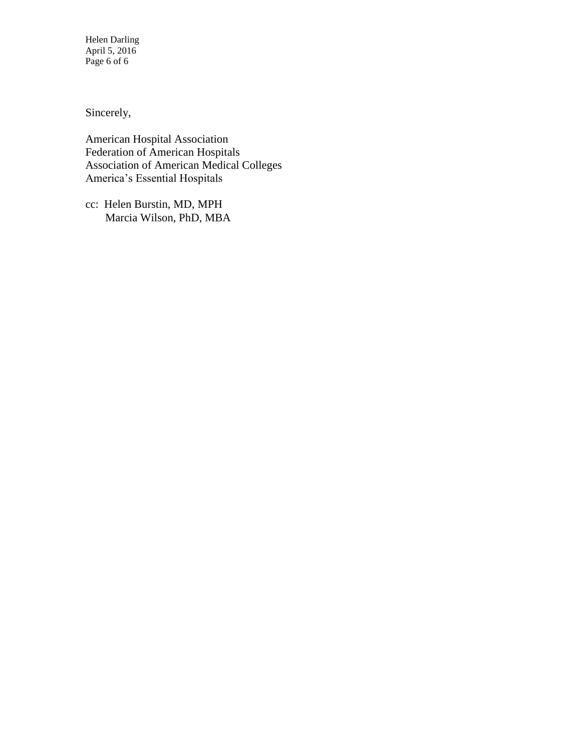Sincerely,

American Hospital Association
Federation of American Hospitals
Association of American Medical Colleges
America's Essential Hospitals

cc: Helen Burstin, MD, MPH
Marcia Wilson, PhD, MBA